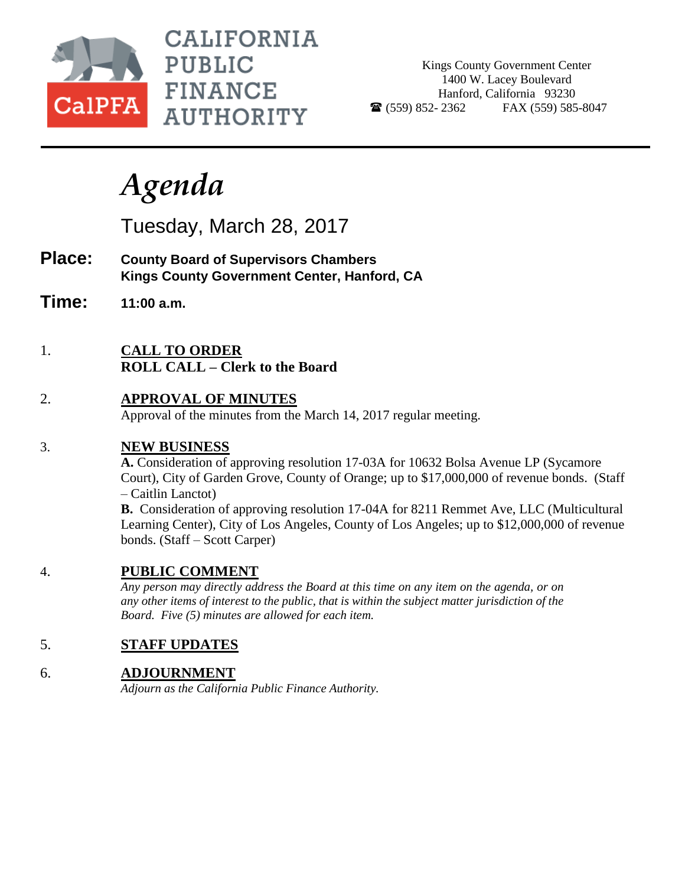CalPFA

**CALIFORNIA PUBLIC FINANCE AUTHORITY**

Kings County Government Center
1400 W. Lacey Boulevard
Hanford, California 93230
☎ (559) 852- 2362 FAX (559) 585-8047

# *Agenda*

Tuesday, March 28, 2017

**Place:** **County Board of Supervisors Chambers**
**Kings County Government Center, Hanford, CA**

**Time:** **11:00 a.m.**

1. **CALL TO ORDER**
   **ROLL CALL – Clerk to the Board**

2. **APPROVAL OF MINUTES**
   Approval of the minutes from the March 14, 2017 regular meeting.

3. **NEW BUSINESS**
   **A.** Consideration of approving resolution 17-03A for 10632 Bolsa Avenue LP (Sycamore Court), City of Garden Grove, County of Orange; up to $17,000,000 of revenue bonds. (Staff – Caitlin Lanctot)
   **B.** Consideration of approving resolution 17-04A for 8211 Remmet Ave, LLC (Multicultural Learning Center), City of Los Angeles, County of Los Angeles; up to $12,000,000 of revenue bonds. (Staff – Scott Carper)

4. **PUBLIC COMMENT**
   *Any person may directly address the Board at this time on any item on the agenda, or on any other items of interest to the public, that is within the subject matter jurisdiction of the Board. Five (5) minutes are allowed for each item.*

5. **STAFF UPDATES**

6. **ADJOURNMENT**
   *Adjourn as the California Public Finance Authority.*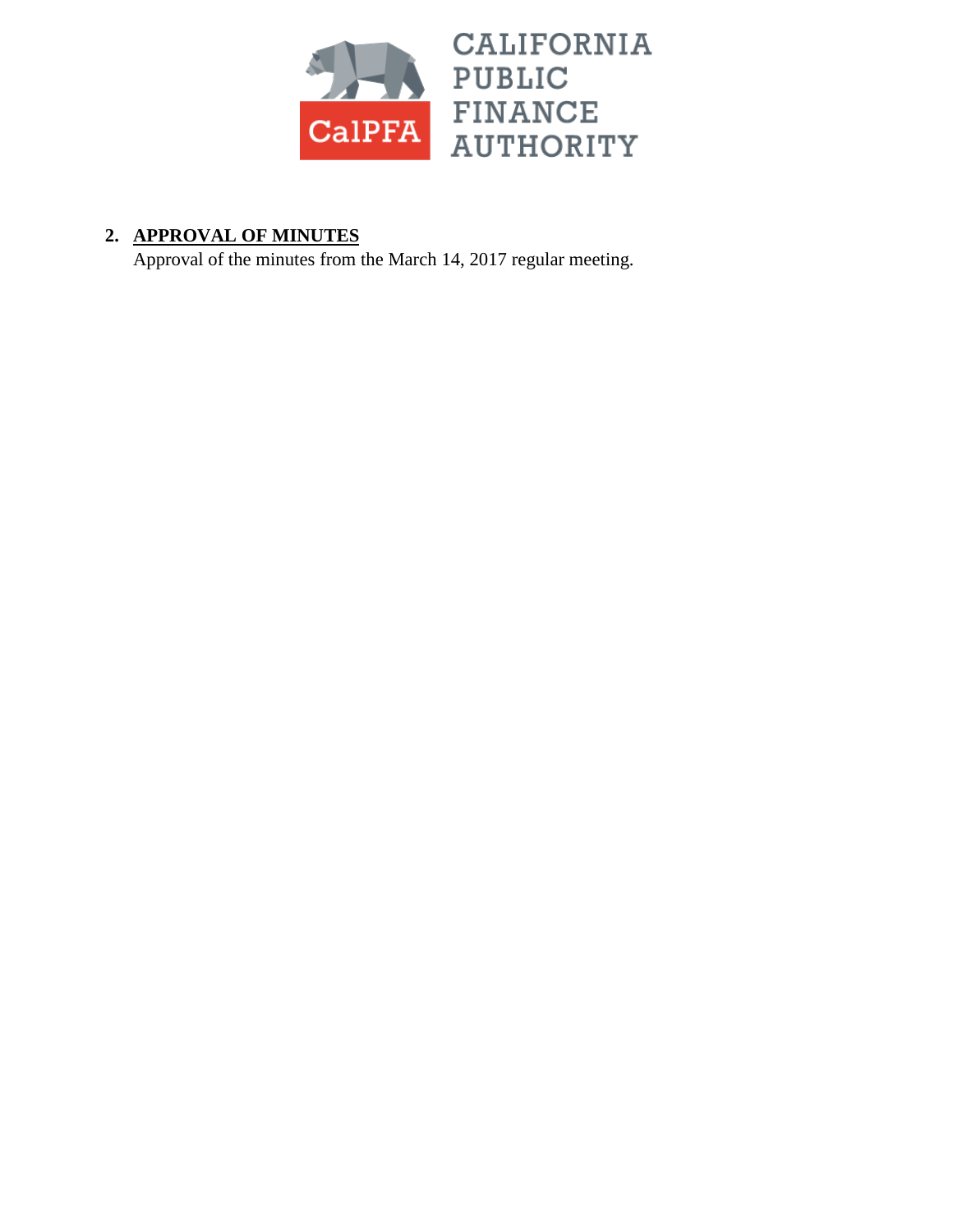CALIFORNIA PUBLIC FINANCE AUTHORITY

**2. APPROVAL OF MINUTES**

Approval of the minutes from the March 14, 2017 regular meeting.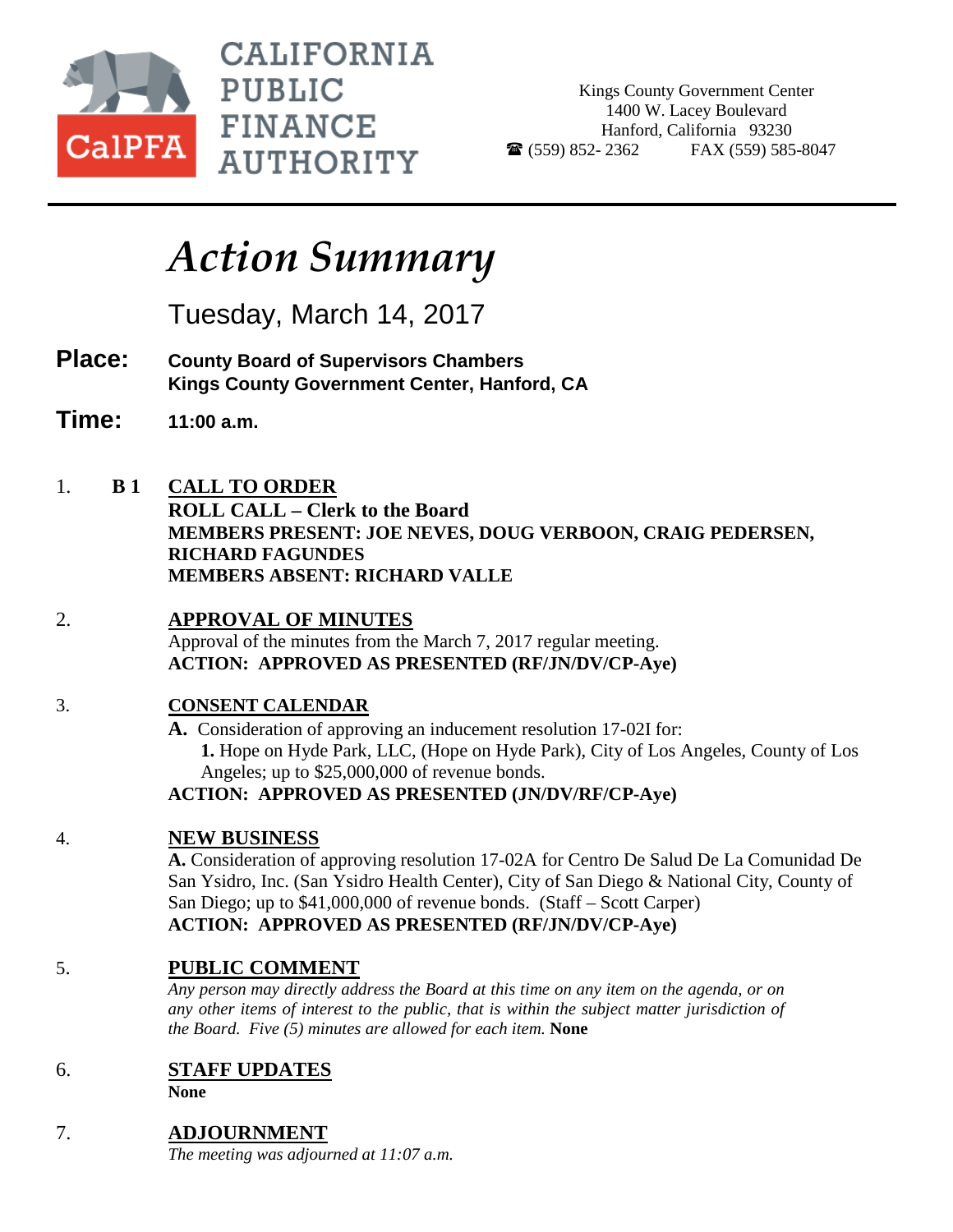**CALIFORNIA PUBLIC FINANCE AUTHORITY**

CalPFA

Kings County Government Center
1400 W. Lacey Boulevard
Hanford, California 93230
☎ (559) 852- 2362 FAX (559) 585-8047

# *Action Summary*

Tuesday, March 14, 2017

**Place:** **County Board of Supervisors Chambers**
**Kings County Government Center, Hanford, CA**

**Time:** **11:00 a.m.**

1. **B 1** **CALL TO ORDER**
   **ROLL CALL – Clerk to the Board**
   **MEMBERS PRESENT: JOE NEVES, DOUG VERBOON, CRAIG PEDERSEN, RICHARD FAGUNDES**
   **MEMBERS ABSENT: RICHARD VALLE**

2. **APPROVAL OF MINUTES**
   Approval of the minutes from the March 7, 2017 regular meeting.
   **ACTION: APPROVED AS PRESENTED (RF/JN/DV/CP-Aye)**

3. **CONSENT CALENDAR**
   **A.** Consideration of approving an inducement resolution 17-02I for:
   **1.** Hope on Hyde Park, LLC, (Hope on Hyde Park), City of Los Angeles, County of Los Angeles; up to $25,000,000 of revenue bonds.
   **ACTION: APPROVED AS PRESENTED (JN/DV/RF/CP-Aye)**

4. **NEW BUSINESS**
   **A.** Consideration of approving resolution 17-02A for Centro De Salud De La Comunidad De San Ysidro, Inc. (San Ysidro Health Center), City of San Diego & National City, County of San Diego; up to $41,000,000 of revenue bonds. (Staff – Scott Carper)
   **ACTION: APPROVED AS PRESENTED (RF/JN/DV/CP-Aye)**

5. **PUBLIC COMMENT**
   *Any person may directly address the Board at this time on any item on the agenda, or on any other items of interest to the public, that is within the subject matter jurisdiction of the Board. Five (5) minutes are allowed for each item.* **None**

6. **STAFF UPDATES**
   **None**

7. **ADJOURNMENT**
   *The meeting was adjourned at 11:07 a.m.*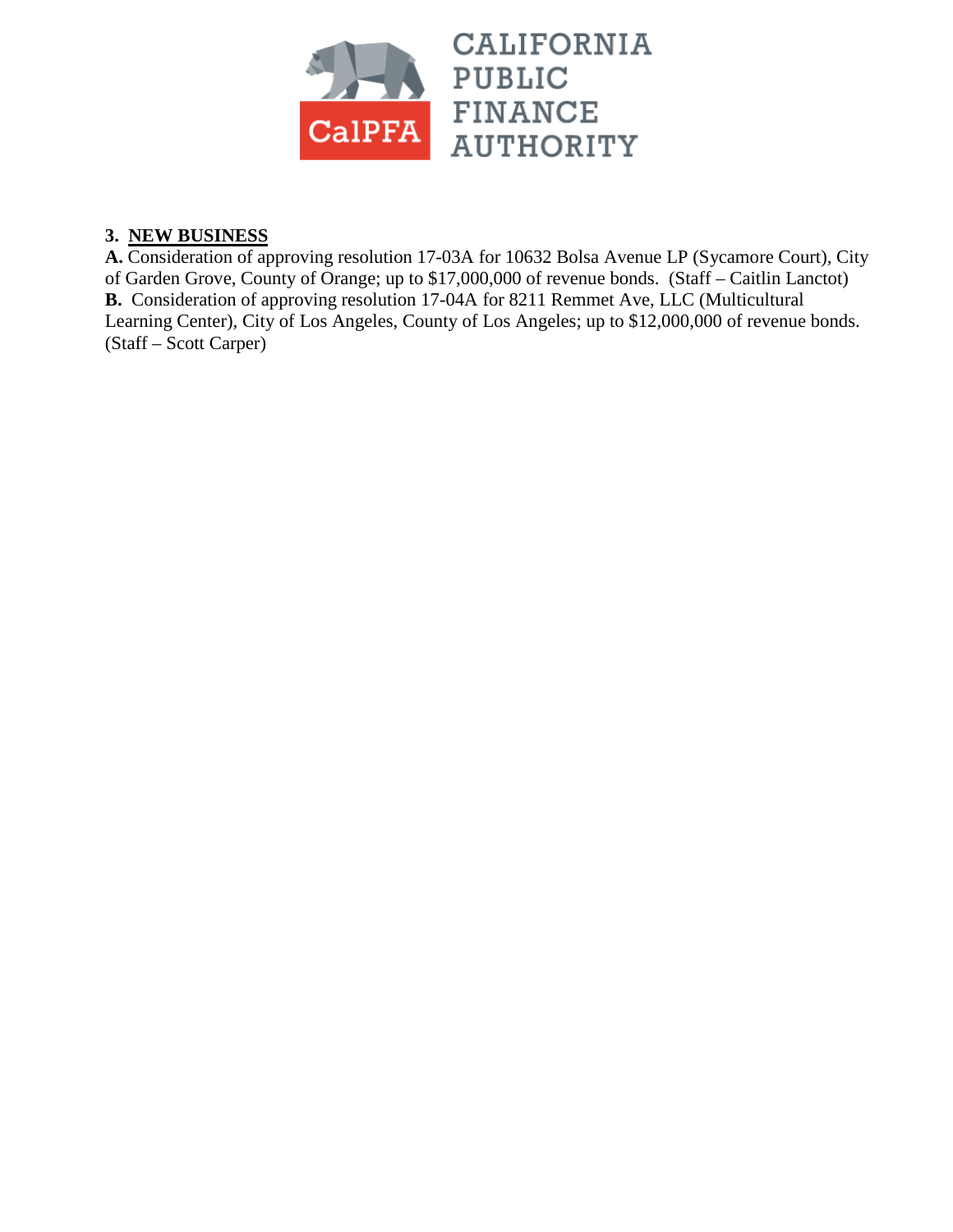**3. NEW BUSINESS**

**A.** Consideration of approving resolution 17-03A for 10632 Bolsa Avenue LP (Sycamore Court), City of Garden Grove, County of Orange; up to $17,000,000 of revenue bonds. (Staff – Caitlin Lanctot)

**B.** Consideration of approving resolution 17-04A for 8211 Remmet Ave, LLC (Multicultural Learning Center), City of Los Angeles, County of Los Angeles; up to $12,000,000 of revenue bonds. (Staff – Scott Carper)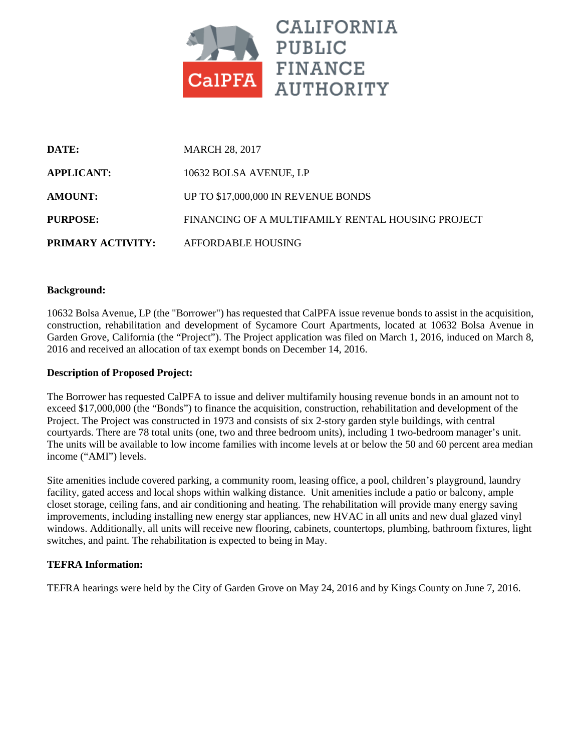CALIFORNIA PUBLIC FINANCE AUTHORITY

| | |
|---|---|
| **DATE:** | MARCH 28, 2017 |
| **APPLICANT:** | 10632 BOLSA AVENUE, LP |
| **AMOUNT:** | UP TO $17,000,000 IN REVENUE BONDS |
| **PURPOSE:** | FINANCING OF A MULTIFAMILY RENTAL HOUSING PROJECT |
| **PRIMARY ACTIVITY:** | AFFORDABLE HOUSING |

**Background:**

10632 Bolsa Avenue, LP (the "Borrower") has requested that CalPFA issue revenue bonds to assist in the acquisition, construction, rehabilitation and development of Sycamore Court Apartments, located at 10632 Bolsa Avenue in Garden Grove, California (the "Project"). The Project application was filed on March 1, 2016, induced on March 8, 2016 and received an allocation of tax exempt bonds on December 14, 2016.

**Description of Proposed Project:**

The Borrower has requested CalPFA to issue and deliver multifamily housing revenue bonds in an amount not to exceed $17,000,000 (the "Bonds") to finance the acquisition, construction, rehabilitation and development of the Project. The Project was constructed in 1973 and consists of six 2-story garden style buildings, with central courtyards. There are 78 total units (one, two and three bedroom units), including 1 two-bedroom manager's unit. The units will be available to low income families with income levels at or below the 50 and 60 percent area median income ("AMI") levels.

Site amenities include covered parking, a community room, leasing office, a pool, children's playground, laundry facility, gated access and local shops within walking distance. Unit amenities include a patio or balcony, ample closet storage, ceiling fans, and air conditioning and heating. The rehabilitation will provide many energy saving improvements, including installing new energy star appliances, new HVAC in all units and new dual glazed vinyl windows. Additionally, all units will receive new flooring, cabinets, countertops, plumbing, bathroom fixtures, light switches, and paint. The rehabilitation is expected to being in May.

**TEFRA Information:**

TEFRA hearings were held by the City of Garden Grove on May 24, 2016 and by Kings County on June 7, 2016.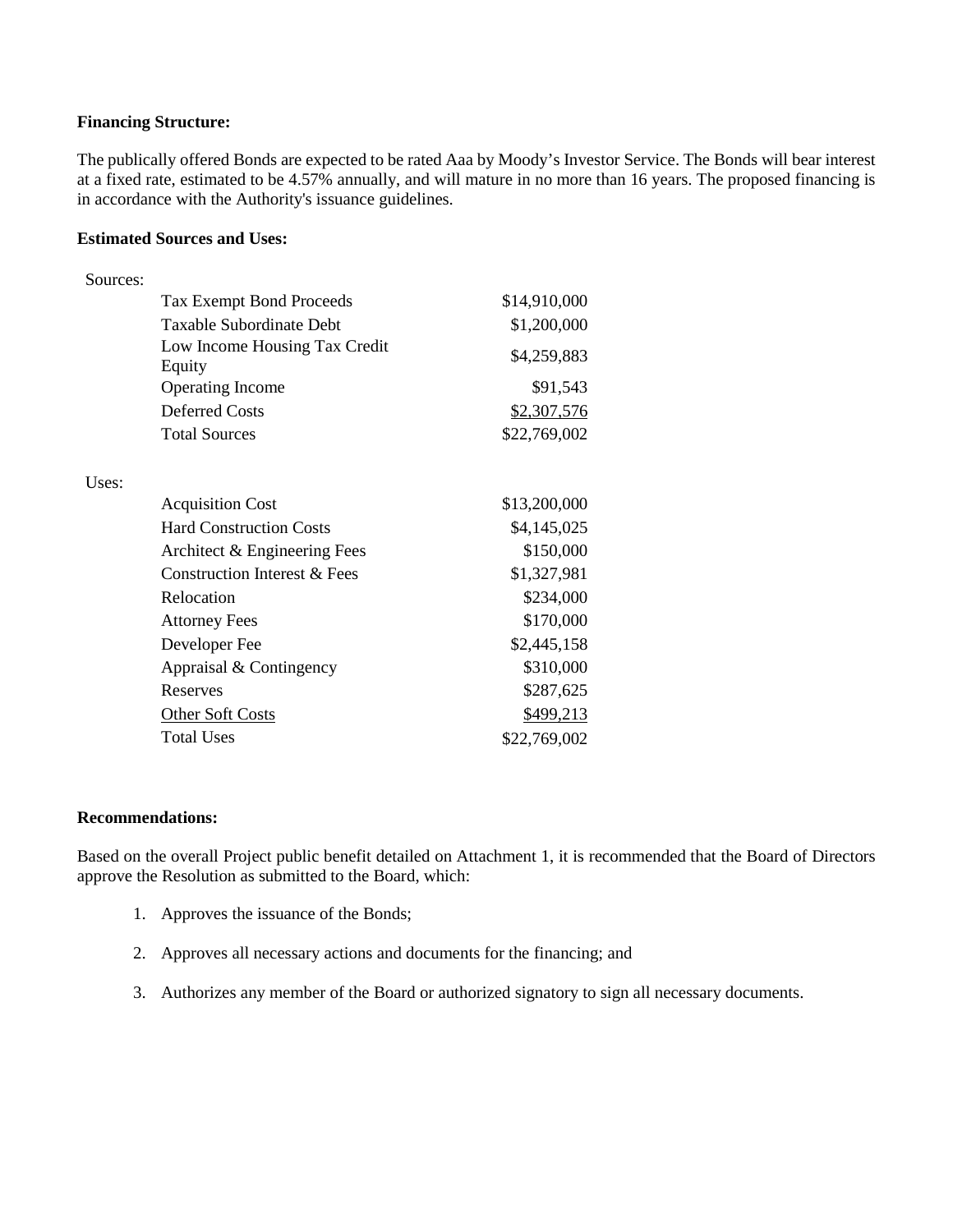**Financing Structure:**

The publically offered Bonds are expected to be rated Aaa by Moody's Investor Service. The Bonds will bear interest at a fixed rate, estimated to be 4.57% annually, and will mature in no more than 16 years. The proposed financing is in accordance with the Authority's issuance guidelines.

**Estimated Sources and Uses:**

| Sources: | | |
|---|---|---|
| | Tax Exempt Bond Proceeds | $14,910,000 |
| | Taxable Subordinate Debt | $1,200,000 |
| | Low Income Housing Tax Credit Equity | $4,259,883 |
| | Operating Income | $91,543 |
| | Deferred Costs | $2,307,576 |
| | Total Sources | $22,769,002 |

| Uses: | | |
|---|---|---|
| | Acquisition Cost | $13,200,000 |
| | Hard Construction Costs | $4,145,025 |
| | Architect & Engineering Fees | $150,000 |
| | Construction Interest & Fees | $1,327,981 |
| | Relocation | $234,000 |
| | Attorney Fees | $170,000 |
| | Developer Fee | $2,445,158 |
| | Appraisal & Contingency | $310,000 |
| | Reserves | $287,625 |
| | Other Soft Costs | $499,213 |
| | Total Uses | $22,769,002 |

**Recommendations:**

Based on the overall Project public benefit detailed on Attachment 1, it is recommended that the Board of Directors approve the Resolution as submitted to the Board, which:

1. Approves the issuance of the Bonds;
2. Approves all necessary actions and documents for the financing; and
3. Authorizes any member of the Board or authorized signatory to sign all necessary documents.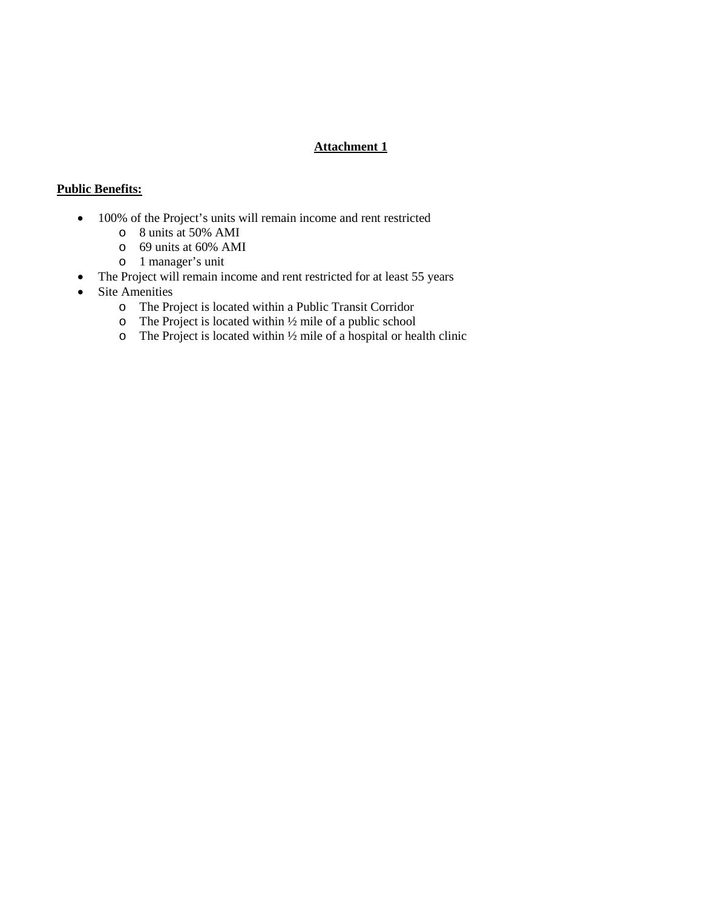## Attachment 1

**Public Benefits:**

- 100% of the Project's units will remain income and rent restricted
  - 8 units at 50% AMI
  - 69 units at 60% AMI
  - 1 manager's unit
- The Project will remain income and rent restricted for at least 55 years
- Site Amenities
  - The Project is located within a Public Transit Corridor
  - The Project is located within ½ mile of a public school
  - The Project is located within ½ mile of a hospital or health clinic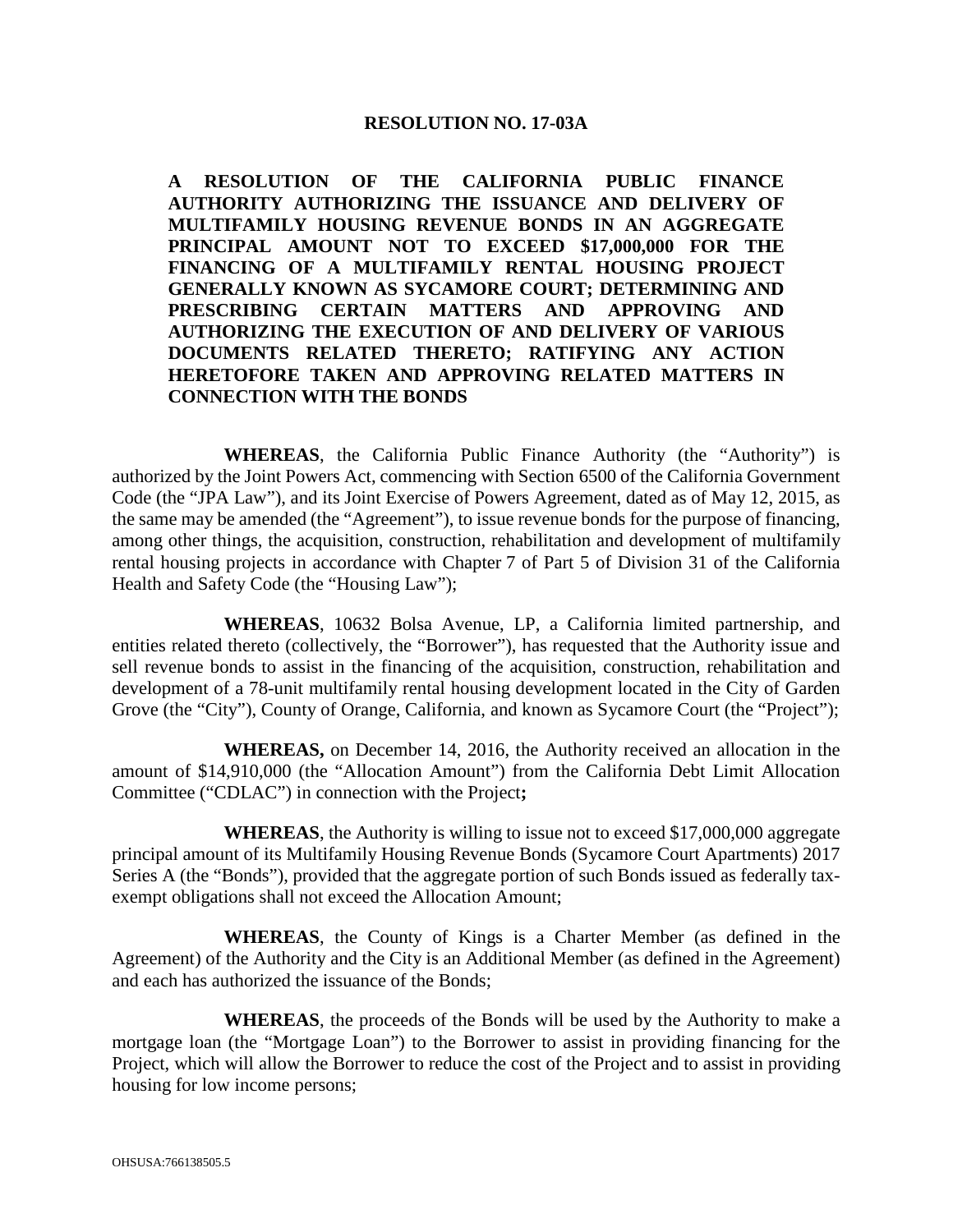**RESOLUTION NO. 17-03A**

**A RESOLUTION OF THE CALIFORNIA PUBLIC FINANCE AUTHORITY AUTHORIZING THE ISSUANCE AND DELIVERY OF MULTIFAMILY HOUSING REVENUE BONDS IN AN AGGREGATE PRINCIPAL AMOUNT NOT TO EXCEED $17,000,000 FOR THE FINANCING OF A MULTIFAMILY RENTAL HOUSING PROJECT GENERALLY KNOWN AS SYCAMORE COURT; DETERMINING AND PRESCRIBING CERTAIN MATTERS AND APPROVING AND AUTHORIZING THE EXECUTION OF AND DELIVERY OF VARIOUS DOCUMENTS RELATED THERETO; RATIFYING ANY ACTION HERETOFORE TAKEN AND APPROVING RELATED MATTERS IN CONNECTION WITH THE BONDS**

**WHEREAS**, the California Public Finance Authority (the "Authority") is authorized by the Joint Powers Act, commencing with Section 6500 of the California Government Code (the "JPA Law"), and its Joint Exercise of Powers Agreement, dated as of May 12, 2015, as the same may be amended (the "Agreement"), to issue revenue bonds for the purpose of financing, among other things, the acquisition, construction, rehabilitation and development of multifamily rental housing projects in accordance with Chapter 7 of Part 5 of Division 31 of the California Health and Safety Code (the "Housing Law");

**WHEREAS**, 10632 Bolsa Avenue, LP, a California limited partnership, and entities related thereto (collectively, the "Borrower"), has requested that the Authority issue and sell revenue bonds to assist in the financing of the acquisition, construction, rehabilitation and development of a 78-unit multifamily rental housing development located in the City of Garden Grove (the "City"), County of Orange, California, and known as Sycamore Court (the "Project");

**WHEREAS,** on December 14, 2016, the Authority received an allocation in the amount of $14,910,000 (the "Allocation Amount") from the California Debt Limit Allocation Committee ("CDLAC") in connection with the Project**;**

**WHEREAS**, the Authority is willing to issue not to exceed $17,000,000 aggregate principal amount of its Multifamily Housing Revenue Bonds (Sycamore Court Apartments) 2017 Series A (the "Bonds"), provided that the aggregate portion of such Bonds issued as federally tax-exempt obligations shall not exceed the Allocation Amount;

**WHEREAS**, the County of Kings is a Charter Member (as defined in the Agreement) of the Authority and the City is an Additional Member (as defined in the Agreement) and each has authorized the issuance of the Bonds;

**WHEREAS**, the proceeds of the Bonds will be used by the Authority to make a mortgage loan (the "Mortgage Loan") to the Borrower to assist in providing financing for the Project, which will allow the Borrower to reduce the cost of the Project and to assist in providing housing for low income persons;

OHSUSA:766138505.5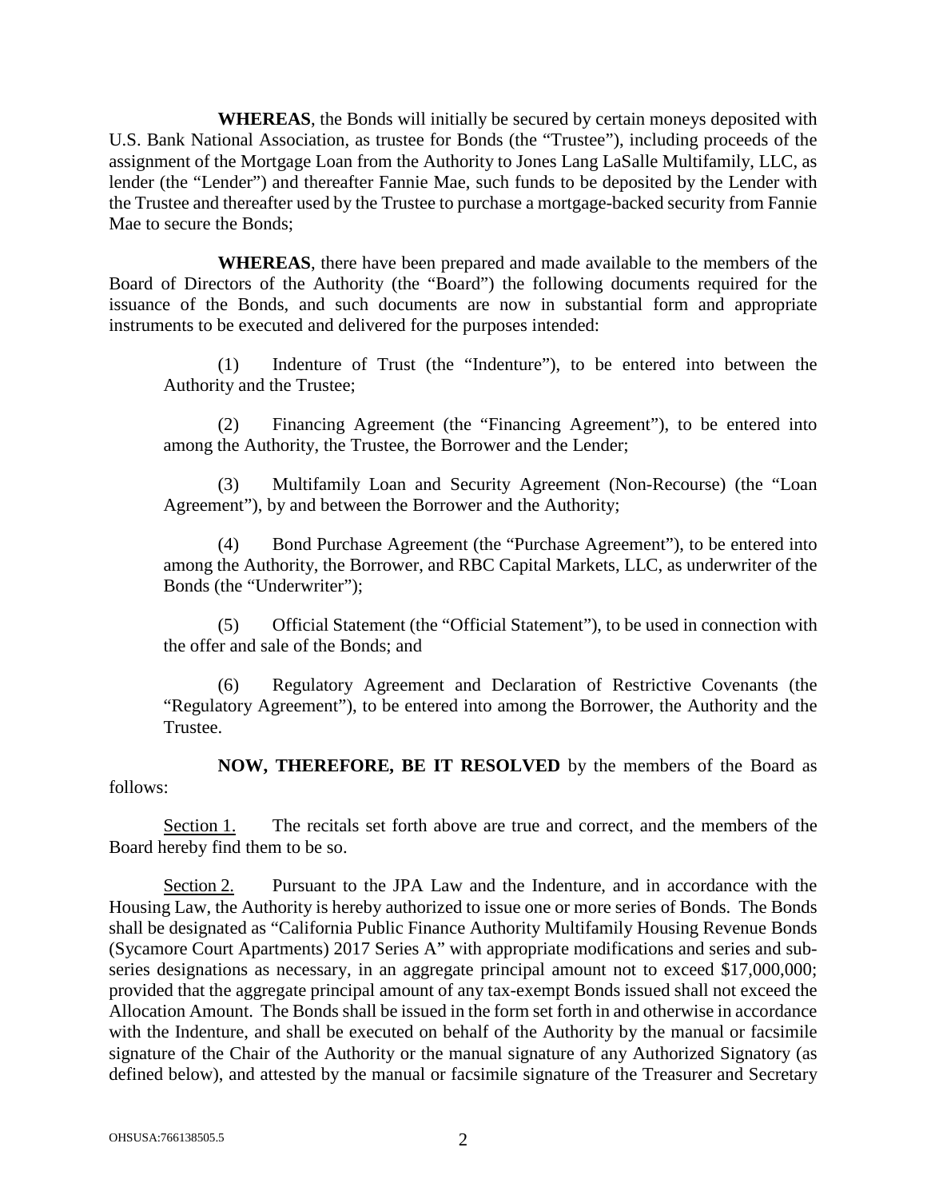**WHEREAS**, the Bonds will initially be secured by certain moneys deposited with U.S. Bank National Association, as trustee for Bonds (the "Trustee"), including proceeds of the assignment of the Mortgage Loan from the Authority to Jones Lang LaSalle Multifamily, LLC, as lender (the "Lender") and thereafter Fannie Mae, such funds to be deposited by the Lender with the Trustee and thereafter used by the Trustee to purchase a mortgage-backed security from Fannie Mae to secure the Bonds;

**WHEREAS**, there have been prepared and made available to the members of the Board of Directors of the Authority (the "Board") the following documents required for the issuance of the Bonds, and such documents are now in substantial form and appropriate instruments to be executed and delivered for the purposes intended:

(1) Indenture of Trust (the "Indenture"), to be entered into between the Authority and the Trustee;

(2) Financing Agreement (the "Financing Agreement"), to be entered into among the Authority, the Trustee, the Borrower and the Lender;

(3) Multifamily Loan and Security Agreement (Non-Recourse) (the "Loan Agreement"), by and between the Borrower and the Authority;

(4) Bond Purchase Agreement (the "Purchase Agreement"), to be entered into among the Authority, the Borrower, and RBC Capital Markets, LLC, as underwriter of the Bonds (the "Underwriter");

(5) Official Statement (the "Official Statement"), to be used in connection with the offer and sale of the Bonds; and

(6) Regulatory Agreement and Declaration of Restrictive Covenants (the "Regulatory Agreement"), to be entered into among the Borrower, the Authority and the Trustee.

**NOW, THEREFORE, BE IT RESOLVED** by the members of the Board as follows:

Section 1. The recitals set forth above are true and correct, and the members of the Board hereby find them to be so.

Section 2. Pursuant to the JPA Law and the Indenture, and in accordance with the Housing Law, the Authority is hereby authorized to issue one or more series of Bonds. The Bonds shall be designated as "California Public Finance Authority Multifamily Housing Revenue Bonds (Sycamore Court Apartments) 2017 Series A" with appropriate modifications and series and sub-series designations as necessary, in an aggregate principal amount not to exceed $17,000,000; provided that the aggregate principal amount of any tax-exempt Bonds issued shall not exceed the Allocation Amount. The Bonds shall be issued in the form set forth in and otherwise in accordance with the Indenture, and shall be executed on behalf of the Authority by the manual or facsimile signature of the Chair of the Authority or the manual signature of any Authorized Signatory (as defined below), and attested by the manual or facsimile signature of the Treasurer and Secretary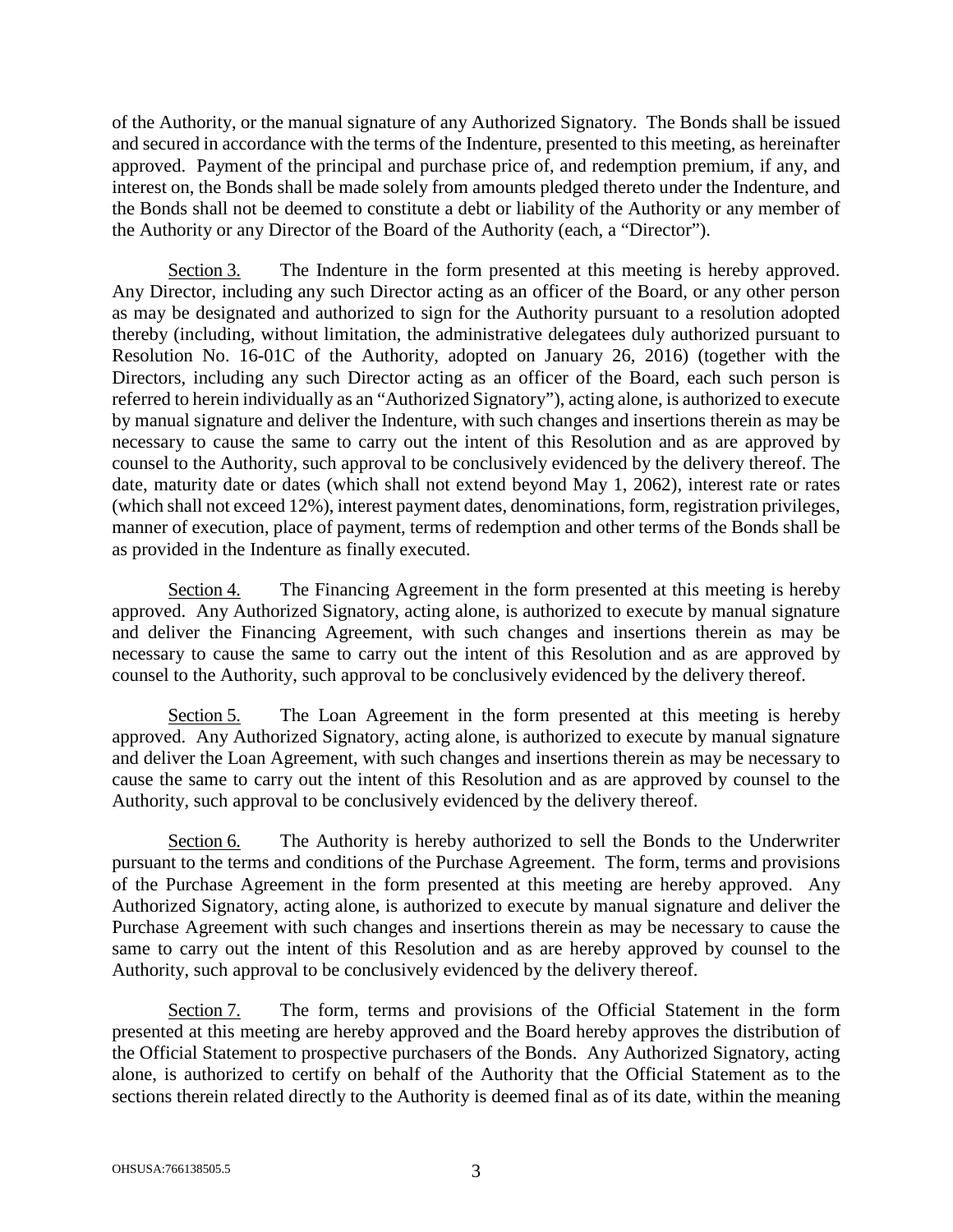of the Authority, or the manual signature of any Authorized Signatory. The Bonds shall be issued and secured in accordance with the terms of the Indenture, presented to this meeting, as hereinafter approved. Payment of the principal and purchase price of, and redemption premium, if any, and interest on, the Bonds shall be made solely from amounts pledged thereto under the Indenture, and the Bonds shall not be deemed to constitute a debt or liability of the Authority or any member of the Authority or any Director of the Board of the Authority (each, a "Director").

Section 3. The Indenture in the form presented at this meeting is hereby approved. Any Director, including any such Director acting as an officer of the Board, or any other person as may be designated and authorized to sign for the Authority pursuant to a resolution adopted thereby (including, without limitation, the administrative delegatees duly authorized pursuant to Resolution No. 16-01C of the Authority, adopted on January 26, 2016) (together with the Directors, including any such Director acting as an officer of the Board, each such person is referred to herein individually as an "Authorized Signatory"), acting alone, is authorized to execute by manual signature and deliver the Indenture, with such changes and insertions therein as may be necessary to cause the same to carry out the intent of this Resolution and as are approved by counsel to the Authority, such approval to be conclusively evidenced by the delivery thereof. The date, maturity date or dates (which shall not extend beyond May 1, 2062), interest rate or rates (which shall not exceed 12%), interest payment dates, denominations, form, registration privileges, manner of execution, place of payment, terms of redemption and other terms of the Bonds shall be as provided in the Indenture as finally executed.

Section 4. The Financing Agreement in the form presented at this meeting is hereby approved. Any Authorized Signatory, acting alone, is authorized to execute by manual signature and deliver the Financing Agreement, with such changes and insertions therein as may be necessary to cause the same to carry out the intent of this Resolution and as are approved by counsel to the Authority, such approval to be conclusively evidenced by the delivery thereof.

Section 5. The Loan Agreement in the form presented at this meeting is hereby approved. Any Authorized Signatory, acting alone, is authorized to execute by manual signature and deliver the Loan Agreement, with such changes and insertions therein as may be necessary to cause the same to carry out the intent of this Resolution and as are approved by counsel to the Authority, such approval to be conclusively evidenced by the delivery thereof.

Section 6. The Authority is hereby authorized to sell the Bonds to the Underwriter pursuant to the terms and conditions of the Purchase Agreement. The form, terms and provisions of the Purchase Agreement in the form presented at this meeting are hereby approved. Any Authorized Signatory, acting alone, is authorized to execute by manual signature and deliver the Purchase Agreement with such changes and insertions therein as may be necessary to cause the same to carry out the intent of this Resolution and as are hereby approved by counsel to the Authority, such approval to be conclusively evidenced by the delivery thereof.

Section 7. The form, terms and provisions of the Official Statement in the form presented at this meeting are hereby approved and the Board hereby approves the distribution of the Official Statement to prospective purchasers of the Bonds. Any Authorized Signatory, acting alone, is authorized to certify on behalf of the Authority that the Official Statement as to the sections therein related directly to the Authority is deemed final as of its date, within the meaning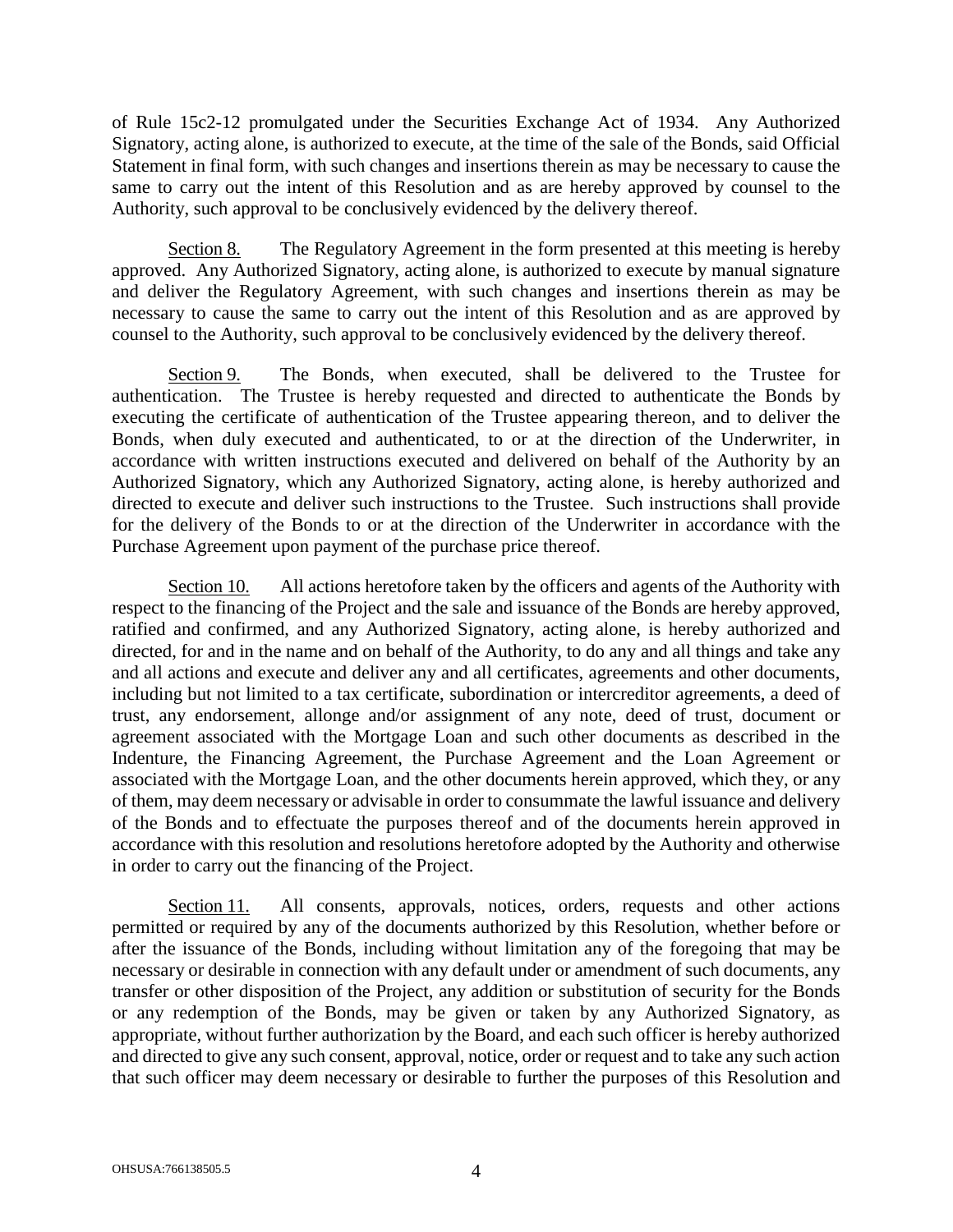of Rule 15c2-12 promulgated under the Securities Exchange Act of 1934. Any Authorized Signatory, acting alone, is authorized to execute, at the time of the sale of the Bonds, said Official Statement in final form, with such changes and insertions therein as may be necessary to cause the same to carry out the intent of this Resolution and as are hereby approved by counsel to the Authority, such approval to be conclusively evidenced by the delivery thereof.

Section 8. The Regulatory Agreement in the form presented at this meeting is hereby approved. Any Authorized Signatory, acting alone, is authorized to execute by manual signature and deliver the Regulatory Agreement, with such changes and insertions therein as may be necessary to cause the same to carry out the intent of this Resolution and as are approved by counsel to the Authority, such approval to be conclusively evidenced by the delivery thereof.

Section 9. The Bonds, when executed, shall be delivered to the Trustee for authentication. The Trustee is hereby requested and directed to authenticate the Bonds by executing the certificate of authentication of the Trustee appearing thereon, and to deliver the Bonds, when duly executed and authenticated, to or at the direction of the Underwriter, in accordance with written instructions executed and delivered on behalf of the Authority by an Authorized Signatory, which any Authorized Signatory, acting alone, is hereby authorized and directed to execute and deliver such instructions to the Trustee. Such instructions shall provide for the delivery of the Bonds to or at the direction of the Underwriter in accordance with the Purchase Agreement upon payment of the purchase price thereof.

Section 10. All actions heretofore taken by the officers and agents of the Authority with respect to the financing of the Project and the sale and issuance of the Bonds are hereby approved, ratified and confirmed, and any Authorized Signatory, acting alone, is hereby authorized and directed, for and in the name and on behalf of the Authority, to do any and all things and take any and all actions and execute and deliver any and all certificates, agreements and other documents, including but not limited to a tax certificate, subordination or intercreditor agreements, a deed of trust, any endorsement, allonge and/or assignment of any note, deed of trust, document or agreement associated with the Mortgage Loan and such other documents as described in the Indenture, the Financing Agreement, the Purchase Agreement and the Loan Agreement or associated with the Mortgage Loan, and the other documents herein approved, which they, or any of them, may deem necessary or advisable in order to consummate the lawful issuance and delivery of the Bonds and to effectuate the purposes thereof and of the documents herein approved in accordance with this resolution and resolutions heretofore adopted by the Authority and otherwise in order to carry out the financing of the Project.

Section 11. All consents, approvals, notices, orders, requests and other actions permitted or required by any of the documents authorized by this Resolution, whether before or after the issuance of the Bonds, including without limitation any of the foregoing that may be necessary or desirable in connection with any default under or amendment of such documents, any transfer or other disposition of the Project, any addition or substitution of security for the Bonds or any redemption of the Bonds, may be given or taken by any Authorized Signatory, as appropriate, without further authorization by the Board, and each such officer is hereby authorized and directed to give any such consent, approval, notice, order or request and to take any such action that such officer may deem necessary or desirable to further the purposes of this Resolution and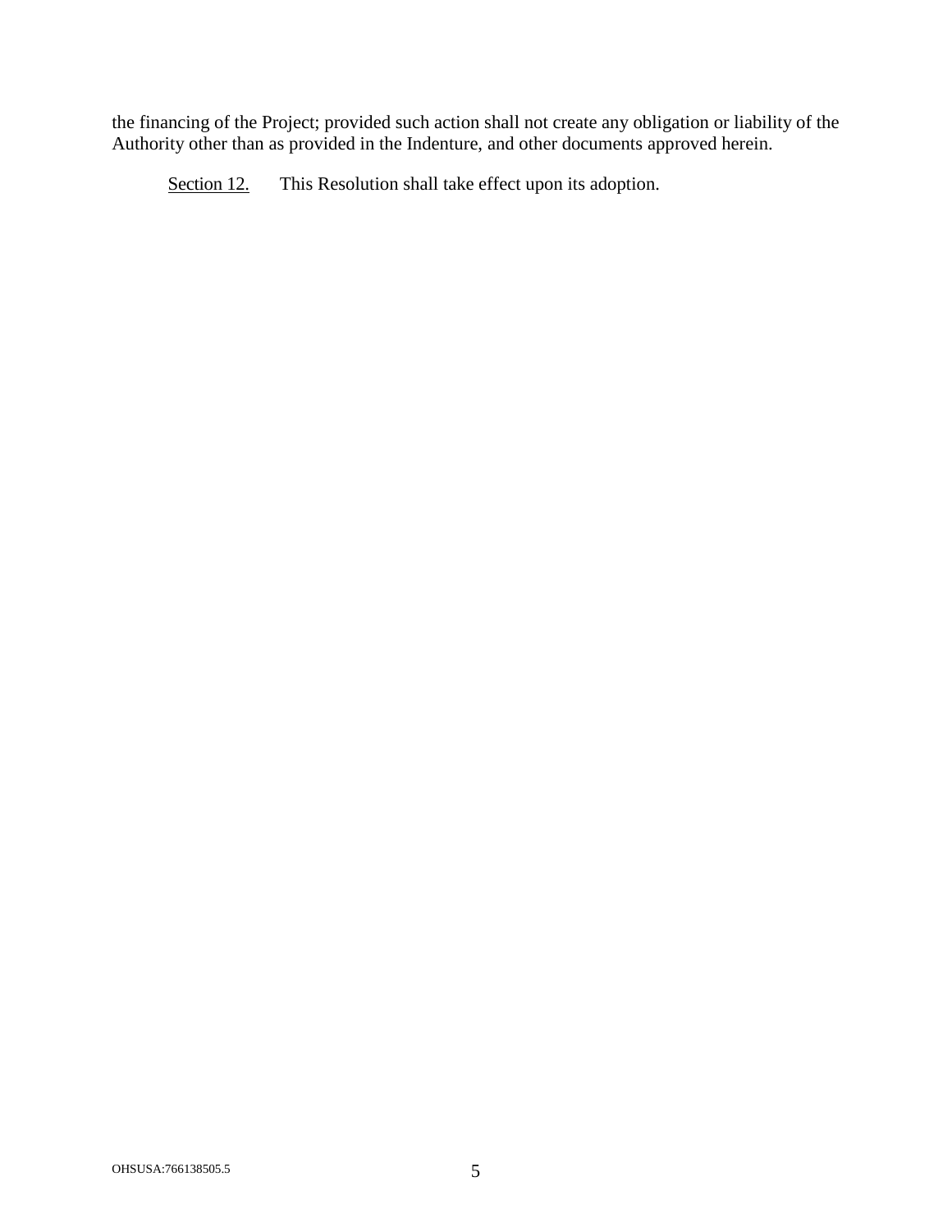the financing of the Project; provided such action shall not create any obligation or liability of the Authority other than as provided in the Indenture, and other documents approved herein.

Section 12. This Resolution shall take effect upon its adoption.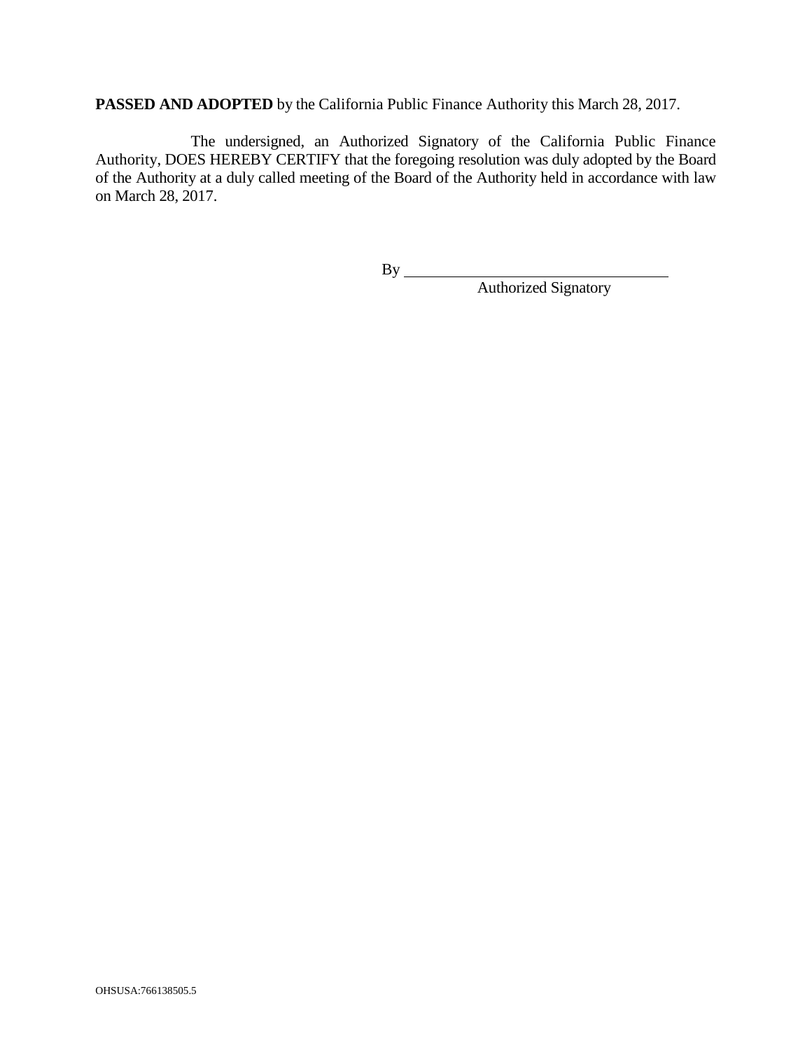**PASSED AND ADOPTED** by the California Public Finance Authority this March 28, 2017.

The undersigned, an Authorized Signatory of the California Public Finance Authority, DOES HEREBY CERTIFY that the foregoing resolution was duly adopted by the Board of the Authority at a duly called meeting of the Board of the Authority held in accordance with law on March 28, 2017.

By ___________________________________
Authorized Signatory

OHSUSA:766138505.5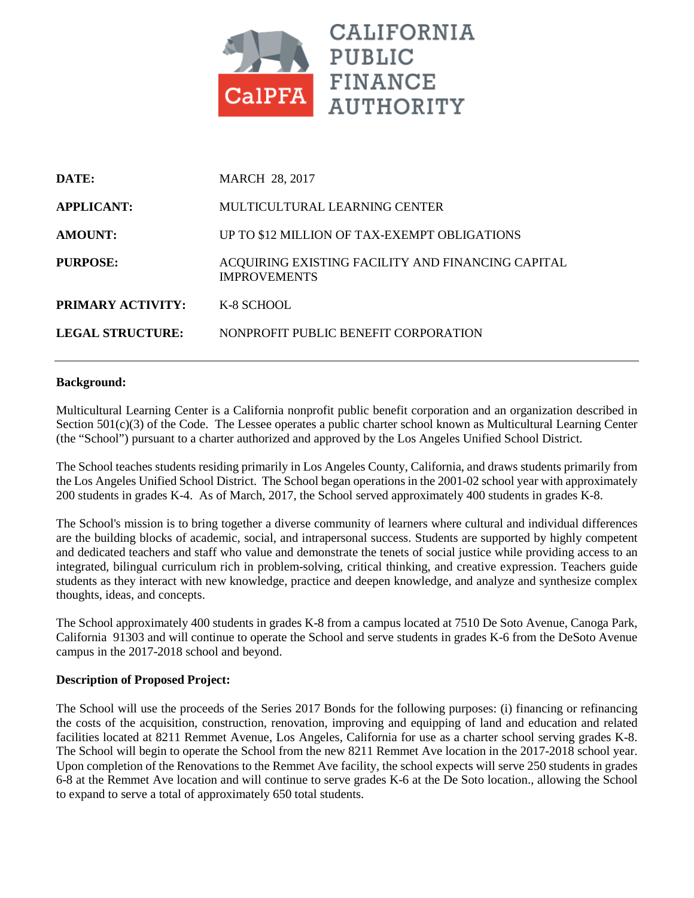CALIFORNIA PUBLIC FINANCE AUTHORITY

| | |
|---|---|
| **DATE:** | MARCH 28, 2017 |
| **APPLICANT:** | MULTICULTURAL LEARNING CENTER |
| **AMOUNT:** | UP TO $12 MILLION OF TAX-EXEMPT OBLIGATIONS |
| **PURPOSE:** | ACQUIRING EXISTING FACILITY AND FINANCING CAPITAL IMPROVEMENTS |
| **PRIMARY ACTIVITY:** | K-8 SCHOOL |
| **LEGAL STRUCTURE:** | NONPROFIT PUBLIC BENEFIT CORPORATION |

---

**Background:**

Multicultural Learning Center is a California nonprofit public benefit corporation and an organization described in Section 501(c)(3) of the Code. The Lessee operates a public charter school known as Multicultural Learning Center (the "School") pursuant to a charter authorized and approved by the Los Angeles Unified School District.

The School teaches students residing primarily in Los Angeles County, California, and draws students primarily from the Los Angeles Unified School District. The School began operations in the 2001-02 school year with approximately 200 students in grades K-4. As of March, 2017, the School served approximately 400 students in grades K-8.

The School's mission is to bring together a diverse community of learners where cultural and individual differences are the building blocks of academic, social, and intrapersonal success. Students are supported by highly competent and dedicated teachers and staff who value and demonstrate the tenets of social justice while providing access to an integrated, bilingual curriculum rich in problem-solving, critical thinking, and creative expression. Teachers guide students as they interact with new knowledge, practice and deepen knowledge, and analyze and synthesize complex thoughts, ideas, and concepts.

The School approximately 400 students in grades K-8 from a campus located at 7510 De Soto Avenue, Canoga Park, California 91303 and will continue to operate the School and serve students in grades K-6 from the DeSoto Avenue campus in the 2017-2018 school and beyond.

**Description of Proposed Project:**

The School will use the proceeds of the Series 2017 Bonds for the following purposes: (i) financing or refinancing the costs of the acquisition, construction, renovation, improving and equipping of land and education and related facilities located at 8211 Remmet Avenue, Los Angeles, California for use as a charter school serving grades K-8. The School will begin to operate the School from the new 8211 Remmet Ave location in the 2017-2018 school year. Upon completion of the Renovations to the Remmet Ave facility, the school expects will serve 250 students in grades 6-8 at the Remmet Ave location and will continue to serve grades K-6 at the De Soto location., allowing the School to expand to serve a total of approximately 650 total students.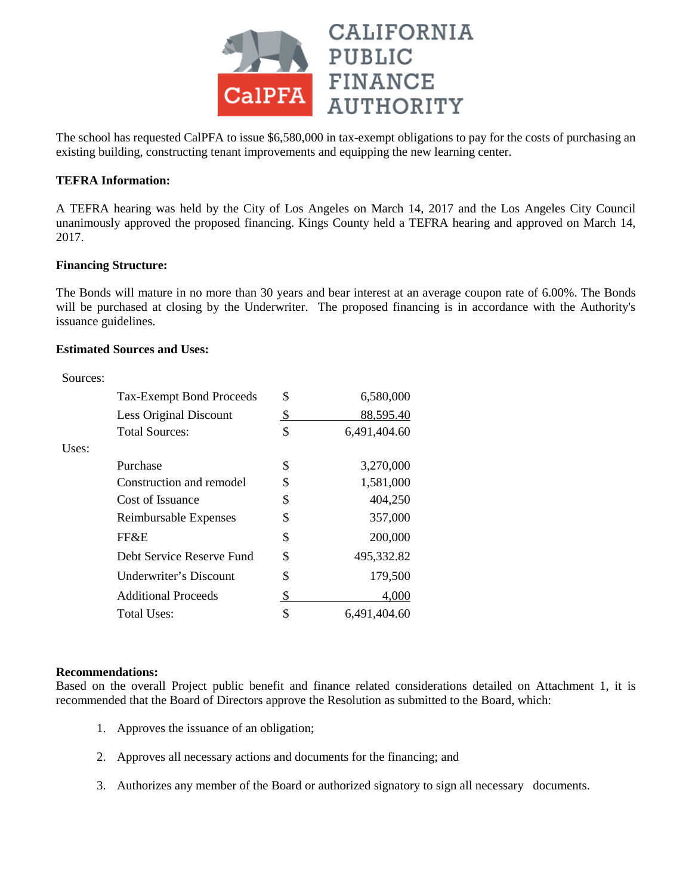CALIFORNIA PUBLIC FINANCE AUTHORITY

The school has requested CalPFA to issue $6,580,000 in tax-exempt obligations to pay for the costs of purchasing an existing building, constructing tenant improvements and equipping the new learning center.

**TEFRA Information:**

A TEFRA hearing was held by the City of Los Angeles on March 14, 2017 and the Los Angeles City Council unanimously approved the proposed financing. Kings County held a TEFRA hearing and approved on March 14, 2017.

**Financing Structure:**

The Bonds will mature in no more than 30 years and bear interest at an average coupon rate of 6.00%. The Bonds will be purchased at closing by the Underwriter. The proposed financing is in accordance with the Authority's issuance guidelines.

**Estimated Sources and Uses:**

| Sources: | | | |
|---|---|---|---|
| | Tax-Exempt Bond Proceeds | $ | 6,580,000 |
| | Less Original Discount | $ | 88,595.40 |
| | Total Sources: | $ | 6,491,404.60 |
| Uses: | | | |
| | Purchase | $ | 3,270,000 |
| | Construction and remodel | $ | 1,581,000 |
| | Cost of Issuance | $ | 404,250 |
| | Reimbursable Expenses | $ | 357,000 |
| | FF&E | $ | 200,000 |
| | Debt Service Reserve Fund | $ | 495,332.82 |
| | Underwriter's Discount | $ | 179,500 |
| | Additional Proceeds | $ | 4,000 |
| | Total Uses: | $ | 6,491,404.60 |

**Recommendations:**
Based on the overall Project public benefit and finance related considerations detailed on Attachment 1, it is recommended that the Board of Directors approve the Resolution as submitted to the Board, which:

1. Approves the issuance of an obligation;
2. Approves all necessary actions and documents for the financing; and
3. Authorizes any member of the Board or authorized signatory to sign all necessary documents.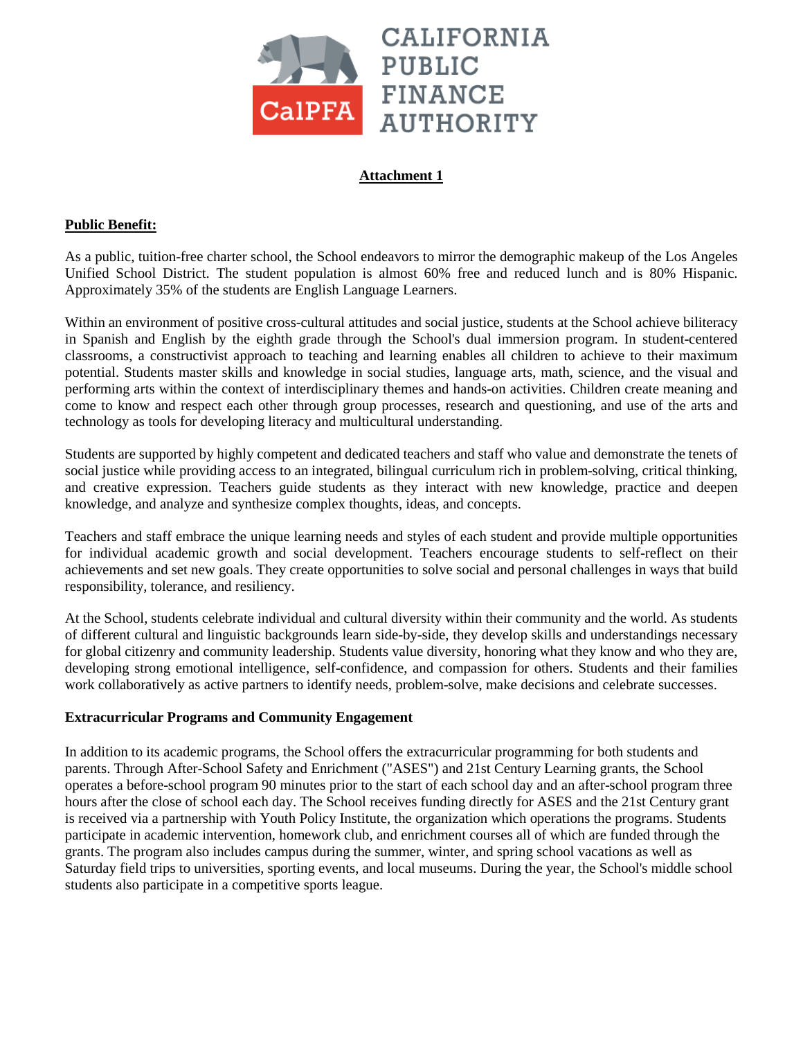CALIFORNIA PUBLIC FINANCE AUTHORITY

**Attachment 1**

**Public Benefit:**

As a public, tuition-free charter school, the School endeavors to mirror the demographic makeup of the Los Angeles Unified School District. The student population is almost 60% free and reduced lunch and is 80% Hispanic. Approximately 35% of the students are English Language Learners.

Within an environment of positive cross-cultural attitudes and social justice, students at the School achieve biliteracy in Spanish and English by the eighth grade through the School's dual immersion program. In student-centered classrooms, a constructivist approach to teaching and learning enables all children to achieve to their maximum potential. Students master skills and knowledge in social studies, language arts, math, science, and the visual and performing arts within the context of interdisciplinary themes and hands-on activities. Children create meaning and come to know and respect each other through group processes, research and questioning, and use of the arts and technology as tools for developing literacy and multicultural understanding.

Students are supported by highly competent and dedicated teachers and staff who value and demonstrate the tenets of social justice while providing access to an integrated, bilingual curriculum rich in problem-solving, critical thinking, and creative expression. Teachers guide students as they interact with new knowledge, practice and deepen knowledge, and analyze and synthesize complex thoughts, ideas, and concepts.

Teachers and staff embrace the unique learning needs and styles of each student and provide multiple opportunities for individual academic growth and social development. Teachers encourage students to self-reflect on their achievements and set new goals. They create opportunities to solve social and personal challenges in ways that build responsibility, tolerance, and resiliency.

At the School, students celebrate individual and cultural diversity within their community and the world. As students of different cultural and linguistic backgrounds learn side-by-side, they develop skills and understandings necessary for global citizenry and community leadership. Students value diversity, honoring what they know and who they are, developing strong emotional intelligence, self-confidence, and compassion for others. Students and their families work collaboratively as active partners to identify needs, problem-solve, make decisions and celebrate successes.

**Extracurricular Programs and Community Engagement**

In addition to its academic programs, the School offers the extracurricular programming for both students and parents. Through After-School Safety and Enrichment ("ASES") and 21st Century Learning grants, the School operates a before-school program 90 minutes prior to the start of each school day and an after-school program three hours after the close of school each day. The School receives funding directly for ASES and the 21st Century grant is received via a partnership with Youth Policy Institute, the organization which operations the programs. Students participate in academic intervention, homework club, and enrichment courses all of which are funded through the grants. The program also includes campus during the summer, winter, and spring school vacations as well as Saturday field trips to universities, sporting events, and local museums. During the year, the School's middle school students also participate in a competitive sports league.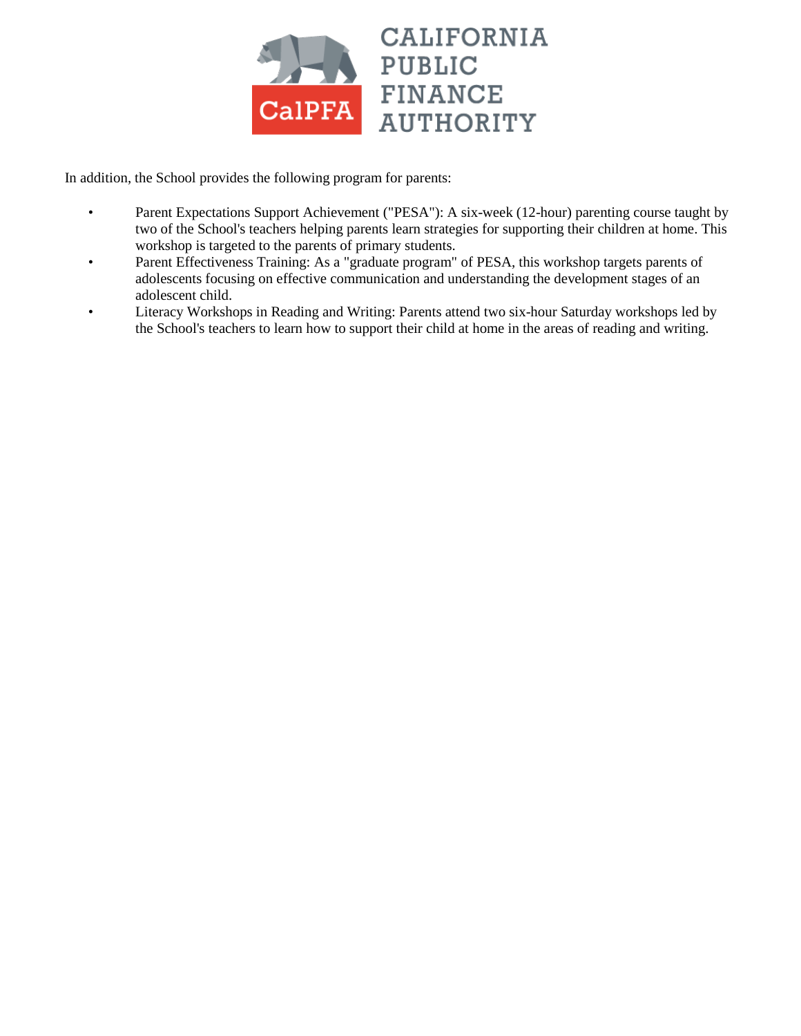In addition, the School provides the following program for parents:

- Parent Expectations Support Achievement ("PESA"): A six-week (12-hour) parenting course taught by two of the School's teachers helping parents learn strategies for supporting their children at home. This workshop is targeted to the parents of primary students.
- Parent Effectiveness Training: As a "graduate program" of PESA, this workshop targets parents of adolescents focusing on effective communication and understanding the development stages of an adolescent child.
- Literacy Workshops in Reading and Writing: Parents attend two six-hour Saturday workshops led by the School's teachers to learn how to support their child at home in the areas of reading and writing.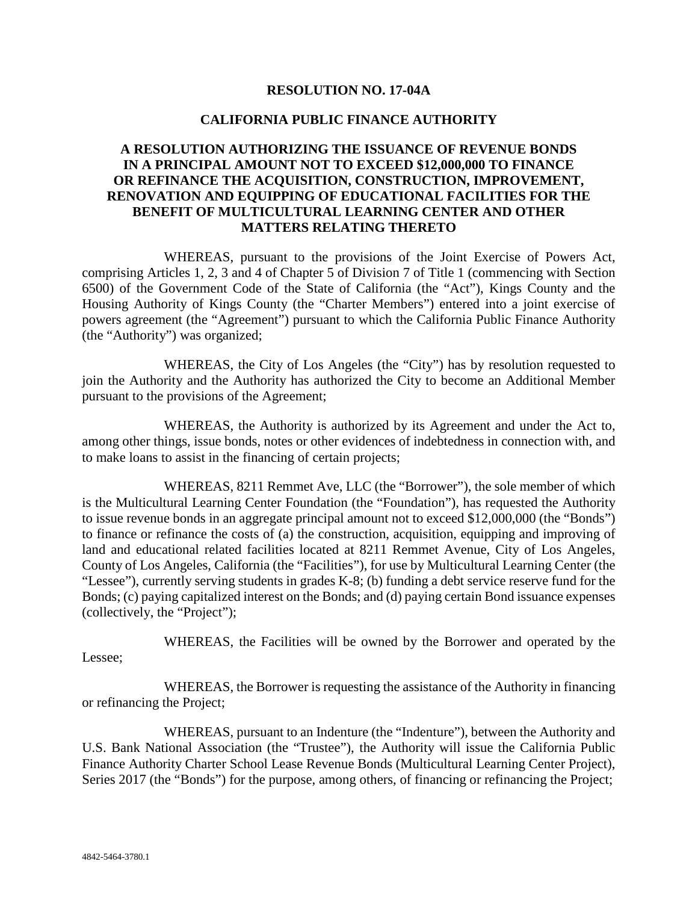**RESOLUTION NO. 17-04A**

**CALIFORNIA PUBLIC FINANCE AUTHORITY**

**A RESOLUTION AUTHORIZING THE ISSUANCE OF REVENUE BONDS IN A PRINCIPAL AMOUNT NOT TO EXCEED $12,000,000 TO FINANCE OR REFINANCE THE ACQUISITION, CONSTRUCTION, IMPROVEMENT, RENOVATION AND EQUIPPING OF EDUCATIONAL FACILITIES FOR THE BENEFIT OF MULTICULTURAL LEARNING CENTER AND OTHER MATTERS RELATING THERETO**

WHEREAS, pursuant to the provisions of the Joint Exercise of Powers Act, comprising Articles 1, 2, 3 and 4 of Chapter 5 of Division 7 of Title 1 (commencing with Section 6500) of the Government Code of the State of California (the "Act"), Kings County and the Housing Authority of Kings County (the "Charter Members") entered into a joint exercise of powers agreement (the "Agreement") pursuant to which the California Public Finance Authority (the "Authority") was organized;

WHEREAS, the City of Los Angeles (the "City") has by resolution requested to join the Authority and the Authority has authorized the City to become an Additional Member pursuant to the provisions of the Agreement;

WHEREAS, the Authority is authorized by its Agreement and under the Act to, among other things, issue bonds, notes or other evidences of indebtedness in connection with, and to make loans to assist in the financing of certain projects;

WHEREAS, 8211 Remmet Ave, LLC (the "Borrower"), the sole member of which is the Multicultural Learning Center Foundation (the "Foundation"), has requested the Authority to issue revenue bonds in an aggregate principal amount not to exceed $12,000,000 (the "Bonds") to finance or refinance the costs of (a) the construction, acquisition, equipping and improving of land and educational related facilities located at 8211 Remmet Avenue, City of Los Angeles, County of Los Angeles, California (the "Facilities"), for use by Multicultural Learning Center (the "Lessee"), currently serving students in grades K-8; (b) funding a debt service reserve fund for the Bonds; (c) paying capitalized interest on the Bonds; and (d) paying certain Bond issuance expenses (collectively, the "Project");

WHEREAS, the Facilities will be owned by the Borrower and operated by the Lessee;

WHEREAS, the Borrower is requesting the assistance of the Authority in financing or refinancing the Project;

WHEREAS, pursuant to an Indenture (the "Indenture"), between the Authority and U.S. Bank National Association (the "Trustee"), the Authority will issue the California Public Finance Authority Charter School Lease Revenue Bonds (Multicultural Learning Center Project), Series 2017 (the "Bonds") for the purpose, among others, of financing or refinancing the Project;

4842-5464-3780.1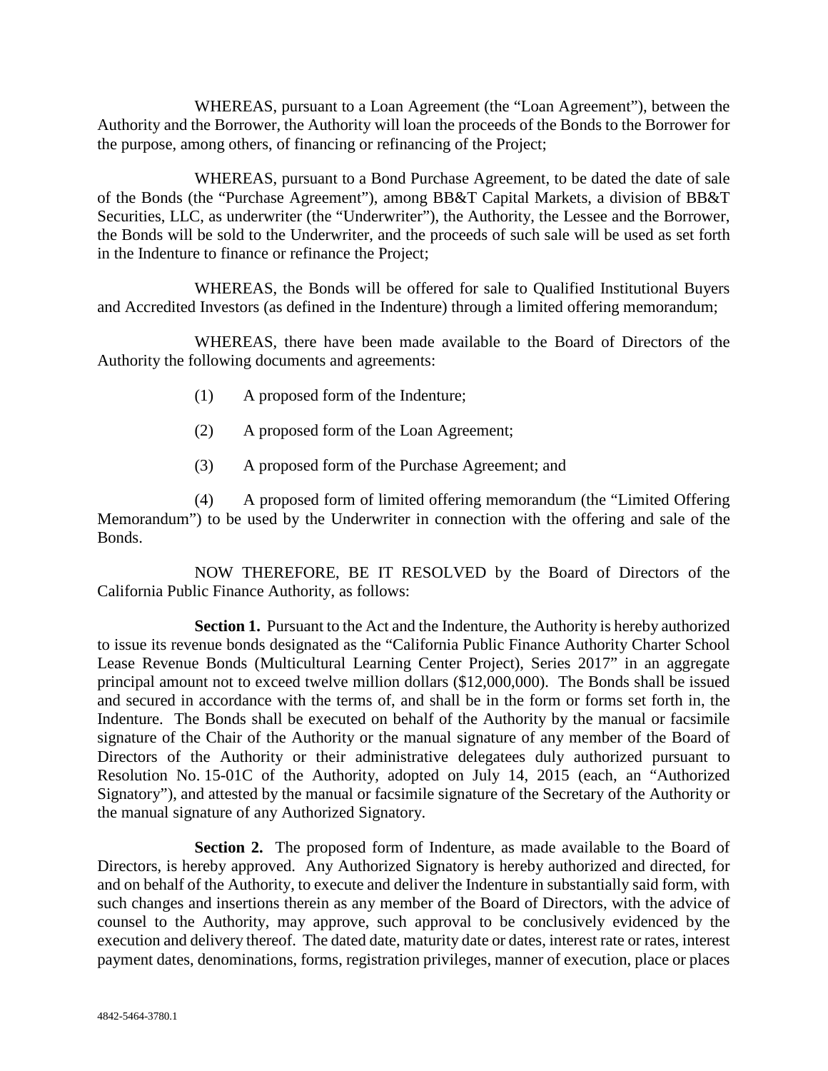WHEREAS, pursuant to a Loan Agreement (the "Loan Agreement"), between the Authority and the Borrower, the Authority will loan the proceeds of the Bonds to the Borrower for the purpose, among others, of financing or refinancing of the Project;

WHEREAS, pursuant to a Bond Purchase Agreement, to be dated the date of sale of the Bonds (the "Purchase Agreement"), among BB&T Capital Markets, a division of BB&T Securities, LLC, as underwriter (the "Underwriter"), the Authority, the Lessee and the Borrower, the Bonds will be sold to the Underwriter, and the proceeds of such sale will be used as set forth in the Indenture to finance or refinance the Project;

WHEREAS, the Bonds will be offered for sale to Qualified Institutional Buyers and Accredited Investors (as defined in the Indenture) through a limited offering memorandum;

WHEREAS, there have been made available to the Board of Directors of the Authority the following documents and agreements:

(1) A proposed form of the Indenture;

(2) A proposed form of the Loan Agreement;

(3) A proposed form of the Purchase Agreement; and

(4) A proposed form of limited offering memorandum (the "Limited Offering Memorandum") to be used by the Underwriter in connection with the offering and sale of the Bonds.

NOW THEREFORE, BE IT RESOLVED by the Board of Directors of the California Public Finance Authority, as follows:

**Section 1.** Pursuant to the Act and the Indenture, the Authority is hereby authorized to issue its revenue bonds designated as the "California Public Finance Authority Charter School Lease Revenue Bonds (Multicultural Learning Center Project), Series 2017" in an aggregate principal amount not to exceed twelve million dollars ($12,000,000). The Bonds shall be issued and secured in accordance with the terms of, and shall be in the form or forms set forth in, the Indenture. The Bonds shall be executed on behalf of the Authority by the manual or facsimile signature of the Chair of the Authority or the manual signature of any member of the Board of Directors of the Authority or their administrative delegatees duly authorized pursuant to Resolution No. 15-01C of the Authority, adopted on July 14, 2015 (each, an "Authorized Signatory"), and attested by the manual or facsimile signature of the Secretary of the Authority or the manual signature of any Authorized Signatory.

**Section 2.** The proposed form of Indenture, as made available to the Board of Directors, is hereby approved. Any Authorized Signatory is hereby authorized and directed, for and on behalf of the Authority, to execute and deliver the Indenture in substantially said form, with such changes and insertions therein as any member of the Board of Directors, with the advice of counsel to the Authority, may approve, such approval to be conclusively evidenced by the execution and delivery thereof. The dated date, maturity date or dates, interest rate or rates, interest payment dates, denominations, forms, registration privileges, manner of execution, place or places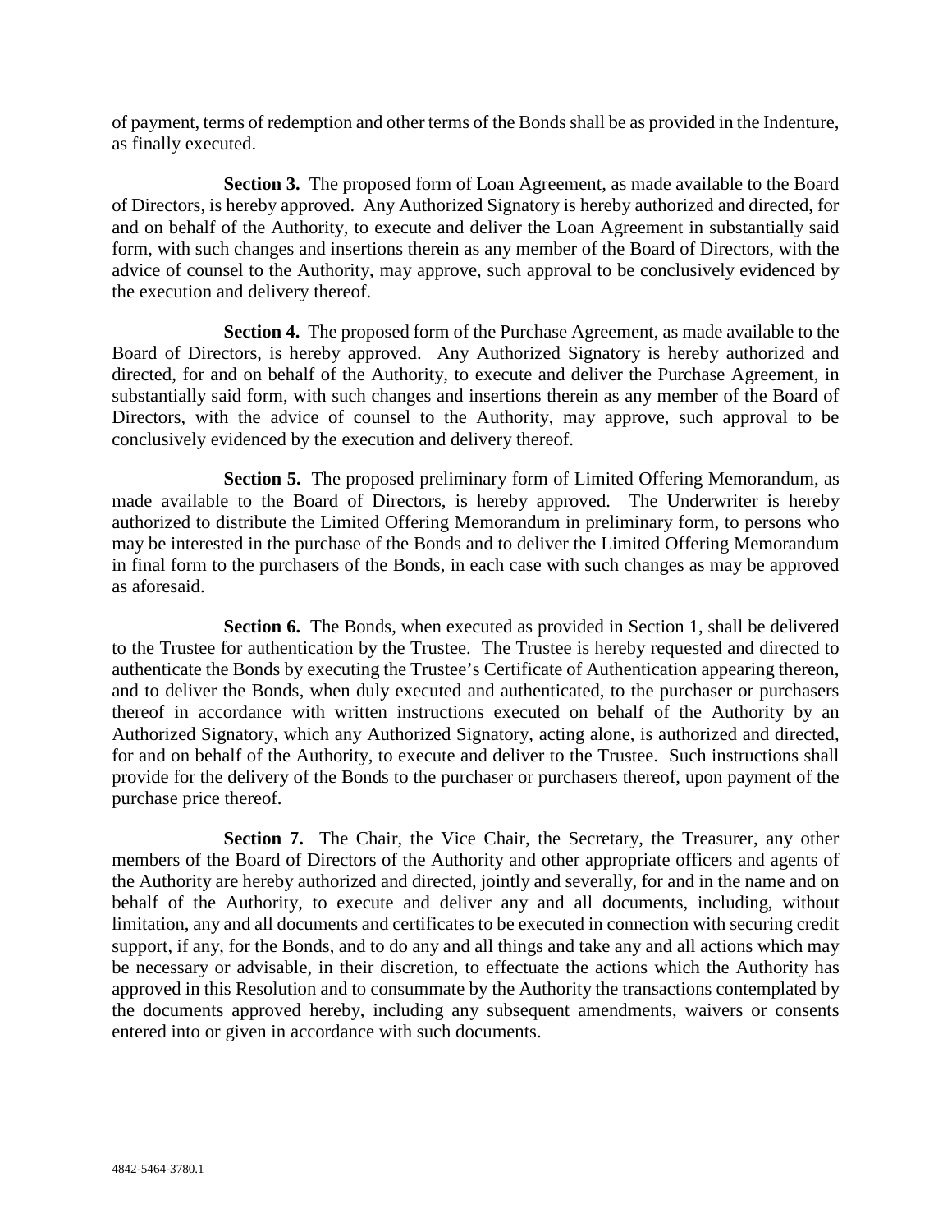of payment, terms of redemption and other terms of the Bonds shall be as provided in the Indenture, as finally executed.

**Section 3.** The proposed form of Loan Agreement, as made available to the Board of Directors, is hereby approved. Any Authorized Signatory is hereby authorized and directed, for and on behalf of the Authority, to execute and deliver the Loan Agreement in substantially said form, with such changes and insertions therein as any member of the Board of Directors, with the advice of counsel to the Authority, may approve, such approval to be conclusively evidenced by the execution and delivery thereof.

**Section 4.** The proposed form of the Purchase Agreement, as made available to the Board of Directors, is hereby approved. Any Authorized Signatory is hereby authorized and directed, for and on behalf of the Authority, to execute and deliver the Purchase Agreement, in substantially said form, with such changes and insertions therein as any member of the Board of Directors, with the advice of counsel to the Authority, may approve, such approval to be conclusively evidenced by the execution and delivery thereof.

**Section 5.** The proposed preliminary form of Limited Offering Memorandum, as made available to the Board of Directors, is hereby approved. The Underwriter is hereby authorized to distribute the Limited Offering Memorandum in preliminary form, to persons who may be interested in the purchase of the Bonds and to deliver the Limited Offering Memorandum in final form to the purchasers of the Bonds, in each case with such changes as may be approved as aforesaid.

**Section 6.** The Bonds, when executed as provided in Section 1, shall be delivered to the Trustee for authentication by the Trustee. The Trustee is hereby requested and directed to authenticate the Bonds by executing the Trustee's Certificate of Authentication appearing thereon, and to deliver the Bonds, when duly executed and authenticated, to the purchaser or purchasers thereof in accordance with written instructions executed on behalf of the Authority by an Authorized Signatory, which any Authorized Signatory, acting alone, is authorized and directed, for and on behalf of the Authority, to execute and deliver to the Trustee. Such instructions shall provide for the delivery of the Bonds to the purchaser or purchasers thereof, upon payment of the purchase price thereof.

**Section 7.** The Chair, the Vice Chair, the Secretary, the Treasurer, any other members of the Board of Directors of the Authority and other appropriate officers and agents of the Authority are hereby authorized and directed, jointly and severally, for and in the name and on behalf of the Authority, to execute and deliver any and all documents, including, without limitation, any and all documents and certificates to be executed in connection with securing credit support, if any, for the Bonds, and to do any and all things and take any and all actions which may be necessary or advisable, in their discretion, to effectuate the actions which the Authority has approved in this Resolution and to consummate by the Authority the transactions contemplated by the documents approved hereby, including any subsequent amendments, waivers or consents entered into or given in accordance with such documents.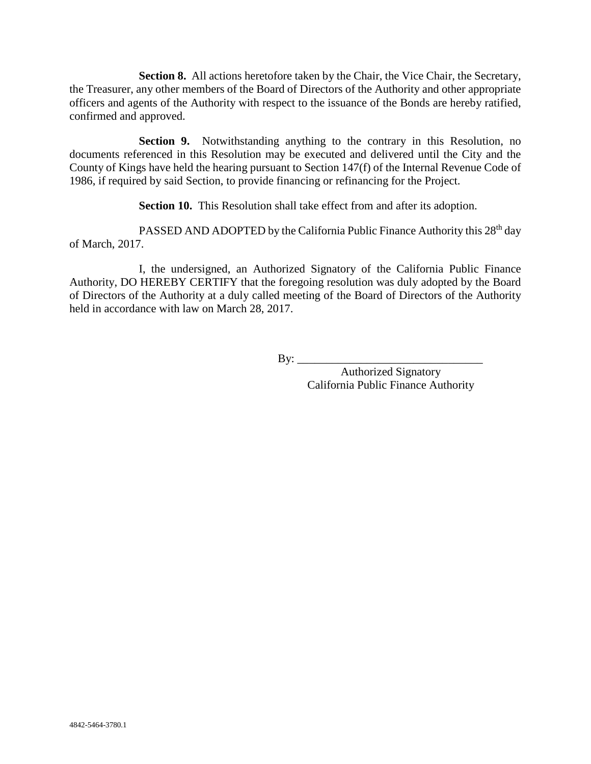**Section 8.** All actions heretofore taken by the Chair, the Vice Chair, the Secretary, the Treasurer, any other members of the Board of Directors of the Authority and other appropriate officers and agents of the Authority with respect to the issuance of the Bonds are hereby ratified, confirmed and approved.

**Section 9.** Notwithstanding anything to the contrary in this Resolution, no documents referenced in this Resolution may be executed and delivered until the City and the County of Kings have held the hearing pursuant to Section 147(f) of the Internal Revenue Code of 1986, if required by said Section, to provide financing or refinancing for the Project.

**Section 10.** This Resolution shall take effect from and after its adoption.

PASSED AND ADOPTED by the California Public Finance Authority this 28th day of March, 2017.

I, the undersigned, an Authorized Signatory of the California Public Finance Authority, DO HEREBY CERTIFY that the foregoing resolution was duly adopted by the Board of Directors of the Authority at a duly called meeting of the Board of Directors of the Authority held in accordance with law on March 28, 2017.

By: \_\_\_\_\_\_\_\_\_\_\_\_\_\_\_\_\_\_\_\_\_\_\_\_\_\_\_\_\_\_\_\_

Authorized Signatory
California Public Finance Authority

4842-5464-3780.1